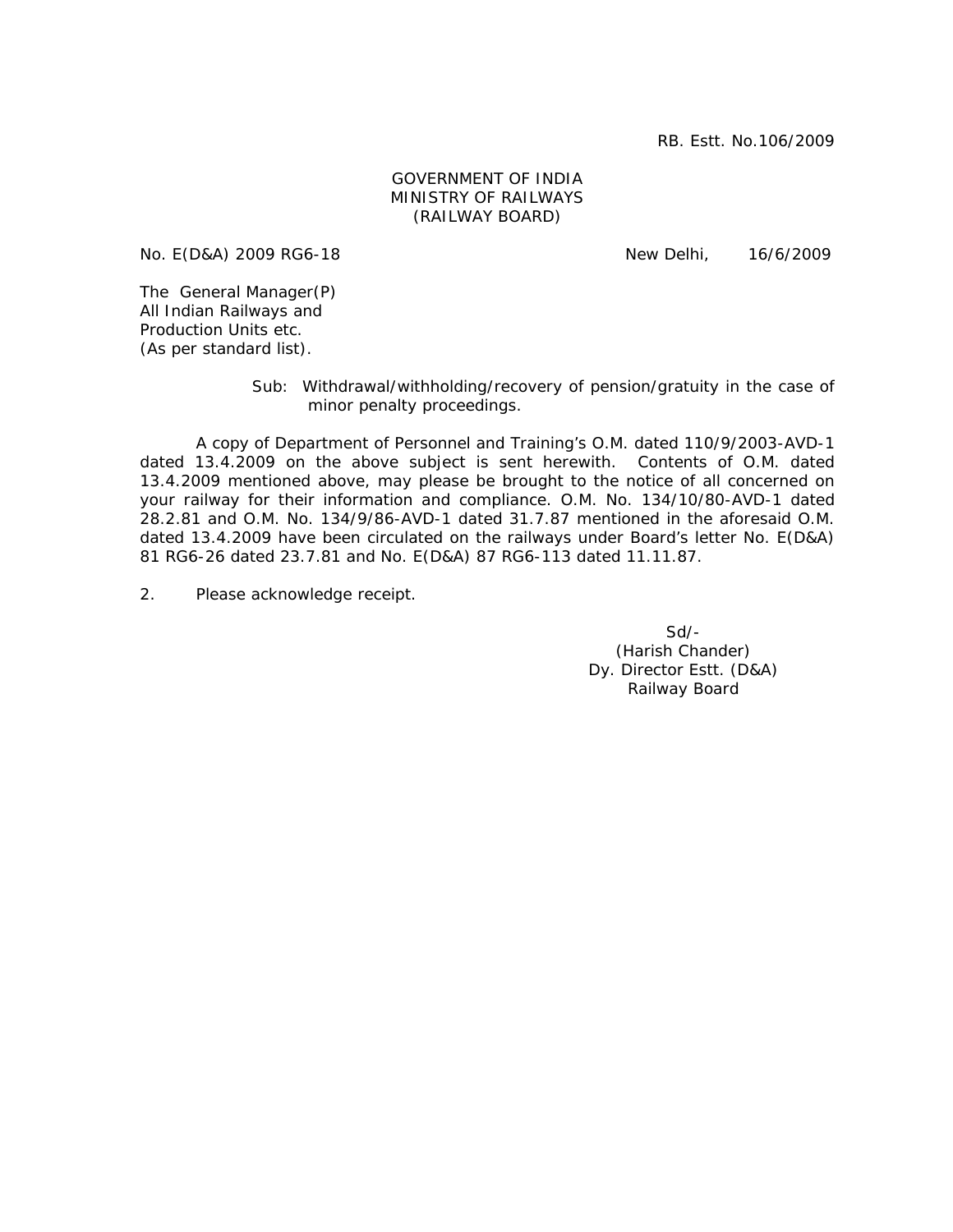RB. Estt. No.106/2009

GOVERNMENT OF INDIA
MINISTRY OF RAILWAYS
(RAILWAY BOARD)

No. E(D&A) 2009 RG6-18 New Delhi, 16/6/2009

The General Manager(P)
All Indian Railways and
Production Units etc.
(As per standard list).

Sub: Withdrawal/withholding/recovery of pension/gratuity in the case of minor penalty proceedings.

A copy of Department of Personnel and Training's O.M. dated 110/9/2003-AVD-1 dated 13.4.2009 on the above subject is sent herewith. Contents of O.M. dated 13.4.2009 mentioned above, may please be brought to the notice of all concerned on your railway for their information and compliance. O.M. No. 134/10/80-AVD-1 dated 28.2.81 and O.M. No. 134/9/86-AVD-1 dated 31.7.87 mentioned in the aforesaid O.M. dated 13.4.2009 have been circulated on the railways under Board's letter No. E(D&A) 81 RG6-26 dated 23.7.81 and No. E(D&A) 87 RG6-113 dated 11.11.87.

2. Please acknowledge receipt.

Sd/-
(Harish Chander)
Dy. Director Estt. (D&A)
Railway Board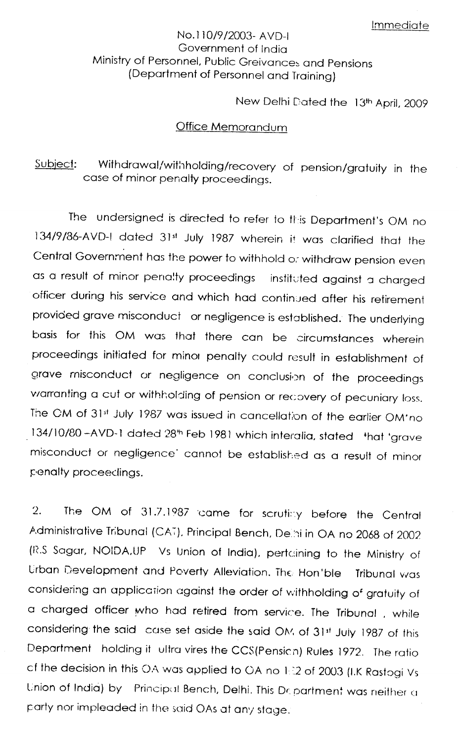Immediate

No.110/9/2003- AVD-I
Government of India
Ministry of Personnel, Public Greivances and Pensions
(Department of Personnel and Training)

New Delhi Dated the 13th April, 2009

## Office Memorandum

Subject: Withdrawal/withholding/recovery of pension/gratuity in the case of minor penalty proceedings.

The undersigned is directed to refer to this Department's OM no 134/9/86-AVD-I dated 31st July 1987 wherein it was clarified that the Central Government has the power to withhold or withdraw pension even as a result of minor penalty proceedings instituted against a charged officer during his service and which had continued after his retirement provided grave misconduct or negligence is established. The underlying basis for this OM was that there can be circumstances wherein proceedings initiated for minor penalty could result in establishment of grave misconduct or negligence on conclusion of the proceedings warranting a cut or withholding of pension or recovery of pecuniary loss. The OM of 31st July 1987 was issued in cancellation of the earlier OM no 134/10/80 -AVD-1 dated 28th Feb 1981 which interalia, stated that 'grave misconduct or negligence' cannot be established as a result of minor penalty proceedings.

2. The OM of 31.7.1987 came for scrutiny before the Central Administrative Tribunal (CAT), Principal Bench, Delhi in OA no 2068 of 2002 (R.S Sagar, NOIDA,UP Vs Union of India), pertaining to the Ministry of Urban Development and Poverty Alleviation. The Hon'ble Tribunal was considering an application against the order of withholding of gratuity of a charged officer who had retired from service. The Tribunal, while considering the said case set aside the said OM of 31st July 1987 of this Department holding it ultra vires the CCS(Pension) Rules 1972. The ratio of the decision in this OA was applied to OA no 1:2 of 2003 (I.K Rastogi Vs Union of India) by Principal Bench, Delhi. This Department was neither a party nor impleaded in the said OAs at any stage.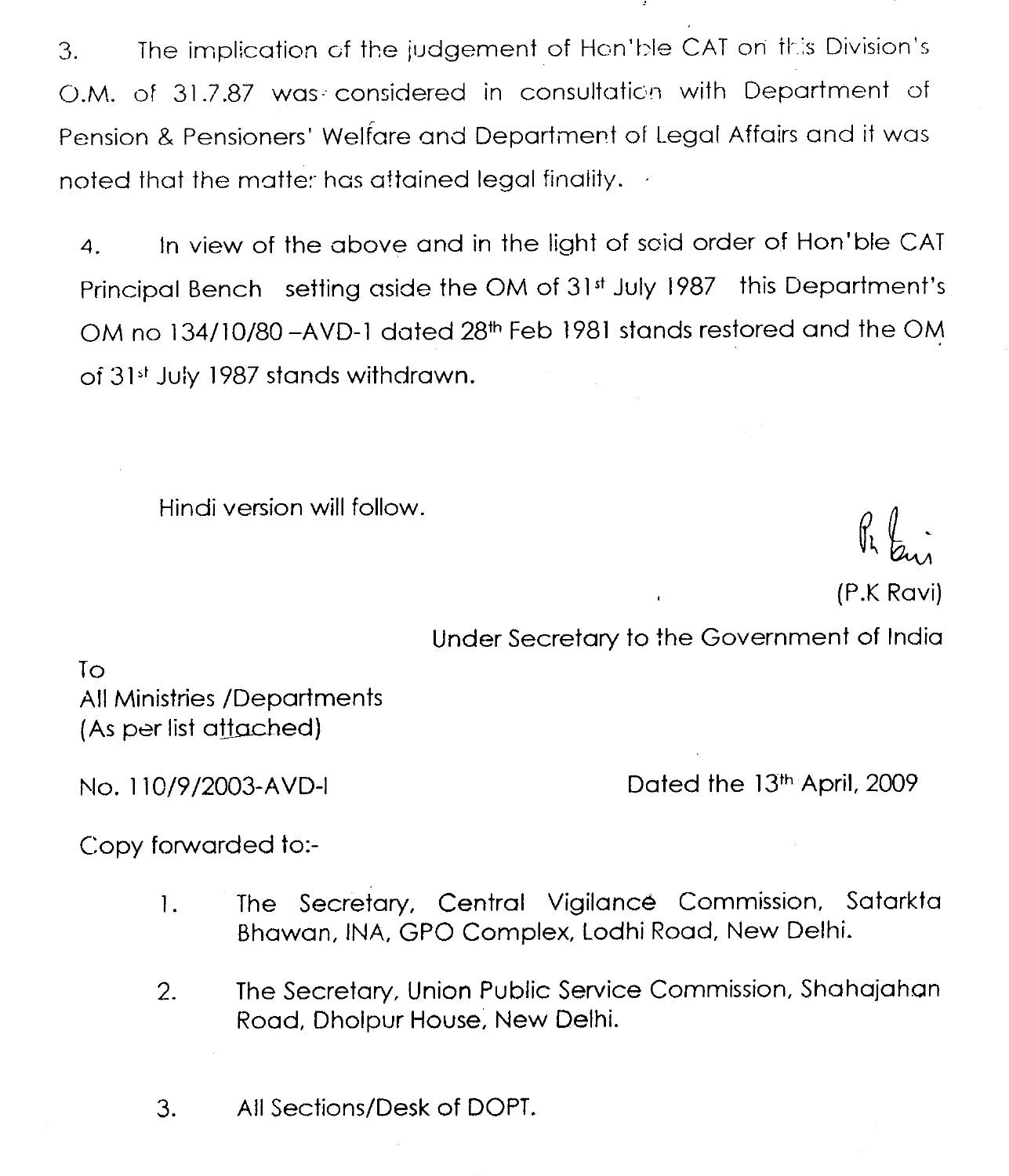3. The implication of the judgement of Hon'ble CAT on this Division's O.M. of 31.7.87 was considered in consultation with Department of Pension & Pensioners' Welfare and Department of Legal Affairs and it was noted that the matter has attained legal finality.

4. In view of the above and in the light of said order of Hon'ble CAT Principal Bench setting aside the OM of 31st July 1987 this Department's OM no 134/10/80 –AVD-1 dated 28th Feb 1981 stands restored and the OM of 31st July 1987 stands withdrawn.

Hindi version will follow.

(P.K Ravi)

Under Secretary to the Government of India

To
All Ministries /Departments
(As per list attached)

No. 110/9/2003-AVD-I

Dated the 13th April, 2009

Copy forwarded to:-

1. The Secretary, Central Vigilance Commission, Satarkta Bhawan, INA, GPO Complex, Lodhi Road, New Delhi.

2. The Secretary, Union Public Service Commission, Shahajahan Road, Dholpur House, New Delhi.

3. All Sections/Desk of DOPT.